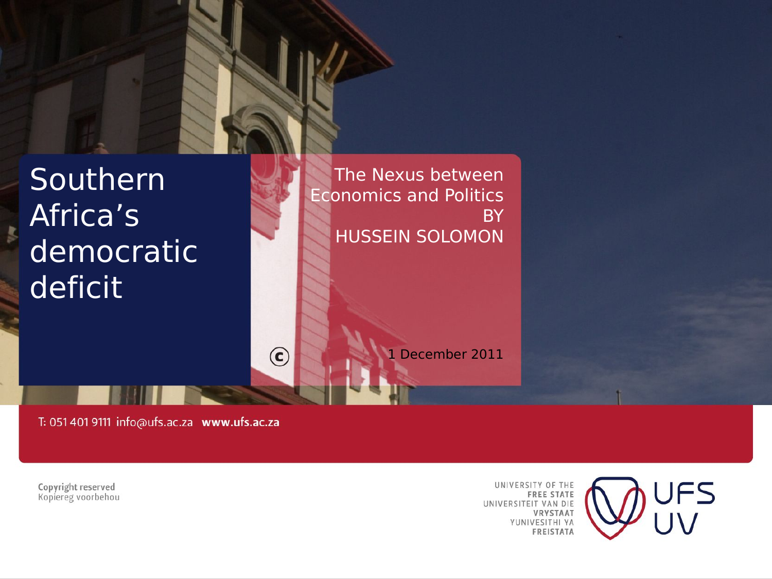# Southern Africa's democratic deficit

The Nexus between Economics and Politics
BY
HUSSEIN SOLOMON

1 December 2011

T: 051 401 9111 info@ufs.ac.za **www.ufs.ac.za**

Copyright reserved
Kopiereg voorbehou

UNIVERSITY OF THE
**FREE STATE**
UNIVERSITEIT VAN DIE
**VRYSTAAT**
YUNIVESITHI YA
**FREISTATA**

UFS
UV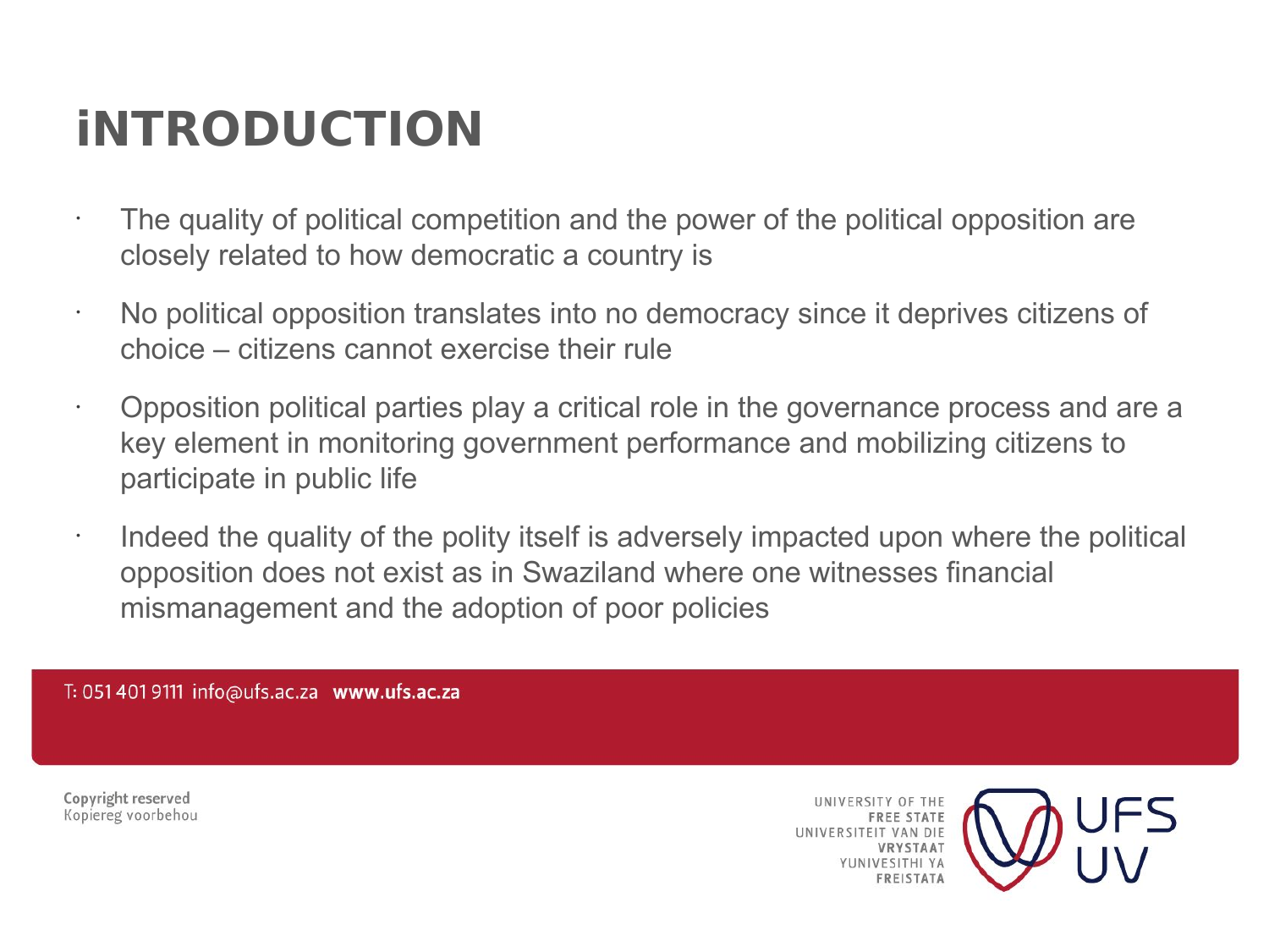# iNTRODUCTION

- The quality of political competition and the power of the political opposition are closely related to how democratic a country is
- No political opposition translates into no democracy since it deprives citizens of choice – citizens cannot exercise their rule
- Opposition political parties play a critical role in the governance process and are a key element in monitoring government performance and mobilizing citizens to participate in public life
- Indeed the quality of the polity itself is adversely impacted upon where the political opposition does not exist as in Swaziland where one witnesses financial mismanagement and the adoption of poor policies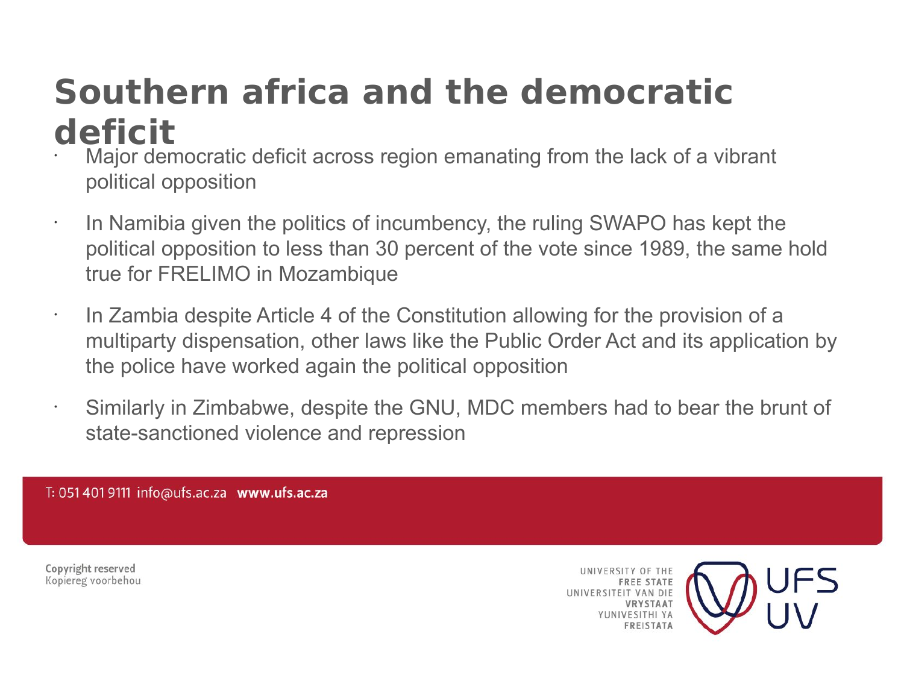# Southern africa and the democratic deficit

- Major democratic deficit across region emanating from the lack of a vibrant political opposition
- In Namibia given the politics of incumbency, the ruling SWAPO has kept the political opposition to less than 30 percent of the vote since 1989, the same hold true for FRELIMO in Mozambique
- In Zambia despite Article 4 of the Constitution allowing for the provision of a multiparty dispensation, other laws like the Public Order Act and its application by the police have worked again the political opposition
- Similarly in Zimbabwe, despite the GNU, MDC members had to bear the brunt of state-sanctioned violence and repression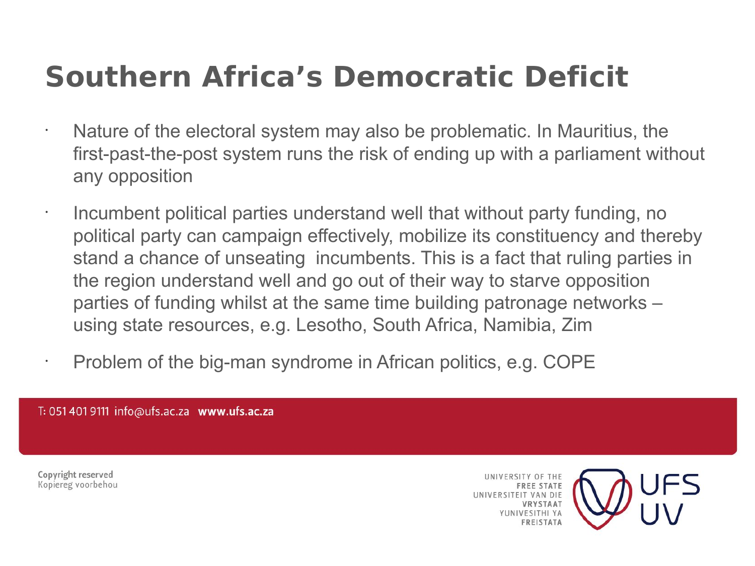# Southern Africa's Democratic Deficit

- Nature of the electoral system may also be problematic. In Mauritius, the first-past-the-post system runs the risk of ending up with a parliament without any opposition
- Incumbent political parties understand well that without party funding, no political party can campaign effectively, mobilize its constituency and thereby stand a chance of unseating incumbents. This is a fact that ruling parties in the region understand well and go out of their way to starve opposition parties of funding whilst at the same time building patronage networks – using state resources, e.g. Lesotho, South Africa, Namibia, Zim
- Problem of the big-man syndrome in African politics, e.g. COPE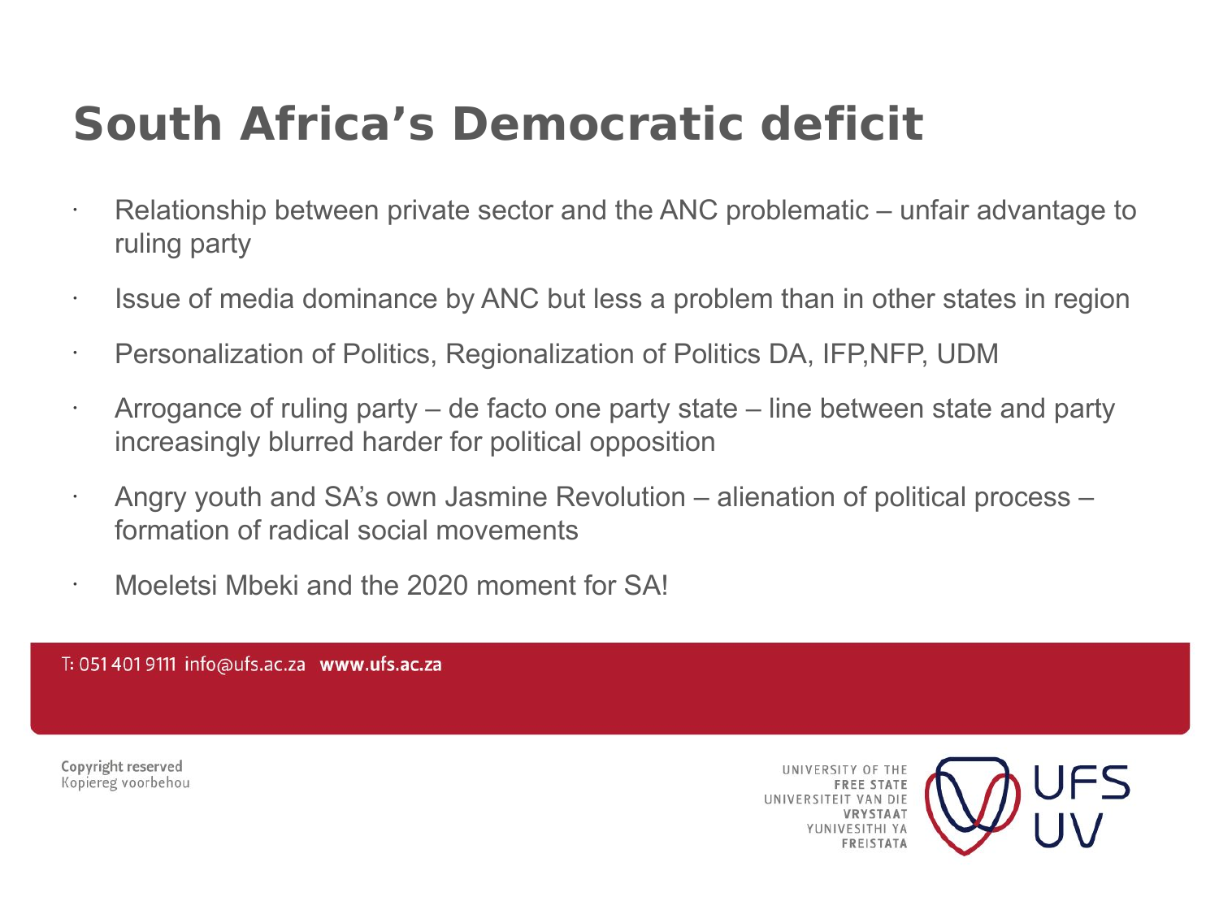# South Africa's Democratic deficit

- Relationship between private sector and the ANC problematic – unfair advantage to ruling party
- Issue of media dominance by ANC but less a problem than in other states in region
- Personalization of Politics, Regionalization of Politics DA, IFP,NFP, UDM
- Arrogance of ruling party – de facto one party state – line between state and party increasingly blurred harder for political opposition
- Angry youth and SA's own Jasmine Revolution – alienation of political process – formation of radical social movements
- Moeletsi Mbeki and the 2020 moment for SA!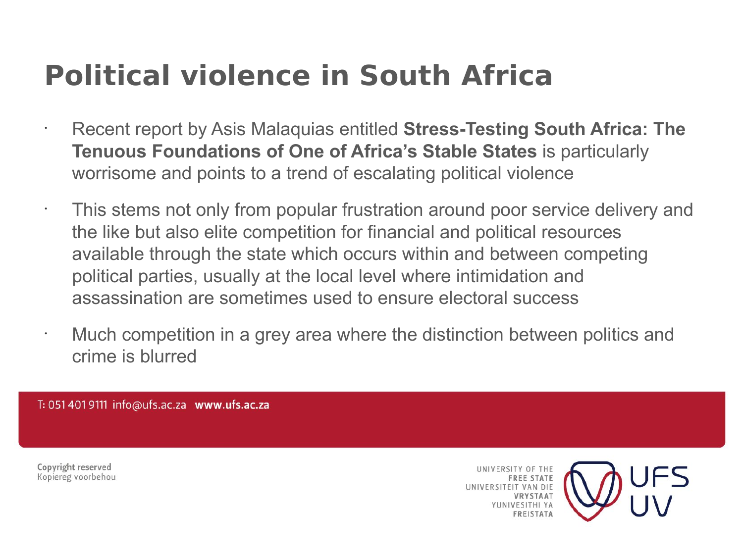# Political violence in South Africa

- Recent report by Asis Malaquias entitled **Stress-Testing South Africa: The Tenuous Foundations of One of Africa's Stable States** is particularly worrisome and points to a trend of escalating political violence
- This stems not only from popular frustration around poor service delivery and the like but also elite competition for financial and political resources available through the state which occurs within and between competing political parties, usually at the local level where intimidation and assassination are sometimes used to ensure electoral success
- Much competition in a grey area where the distinction between politics and crime is blurred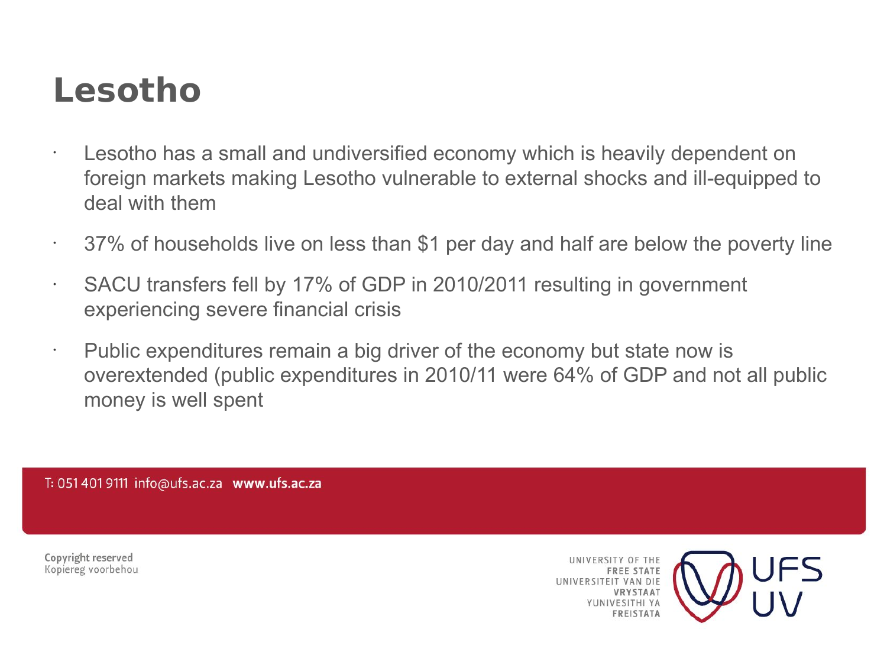# Lesotho

- Lesotho has a small and undiversified economy which is heavily dependent on foreign markets making Lesotho vulnerable to external shocks and ill-equipped to deal with them
- 37% of households live on less than $1 per day and half are below the poverty line
- SACU transfers fell by 17% of GDP in 2010/2011 resulting in government experiencing severe financial crisis
- Public expenditures remain a big driver of the economy but state now is overextended (public expenditures in 2010/11 were 64% of GDP and not all public money is well spent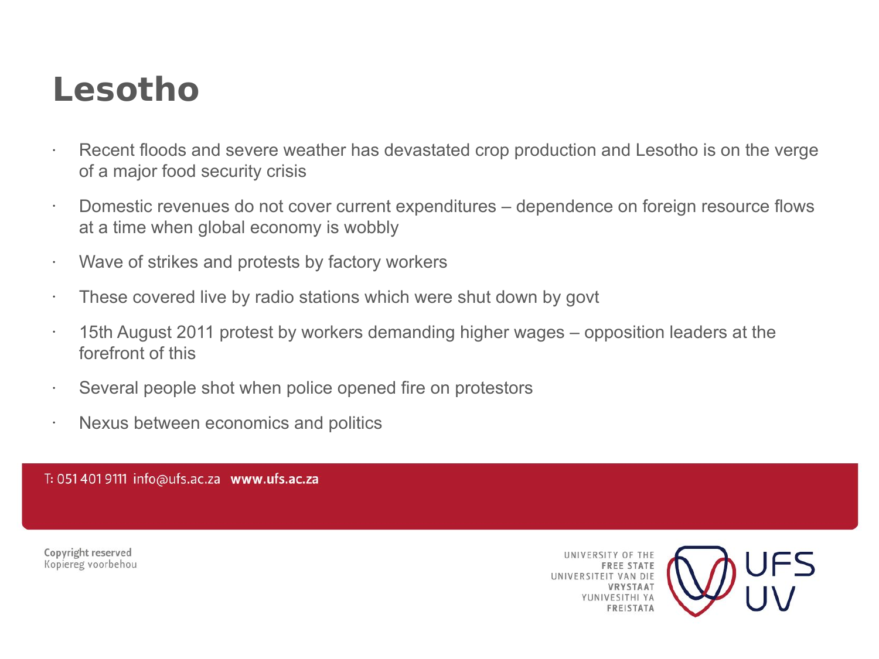# Lesotho

- Recent floods and severe weather has devastated crop production and Lesotho is on the verge of a major food security crisis
- Domestic revenues do not cover current expenditures – dependence on foreign resource flows at a time when global economy is wobbly
- Wave of strikes and protests by factory workers
- These covered live by radio stations which were shut down by govt
- 15th August 2011 protest by workers demanding higher wages – opposition leaders at the forefront of this
- Several people shot when police opened fire on protestors
- Nexus between economics and politics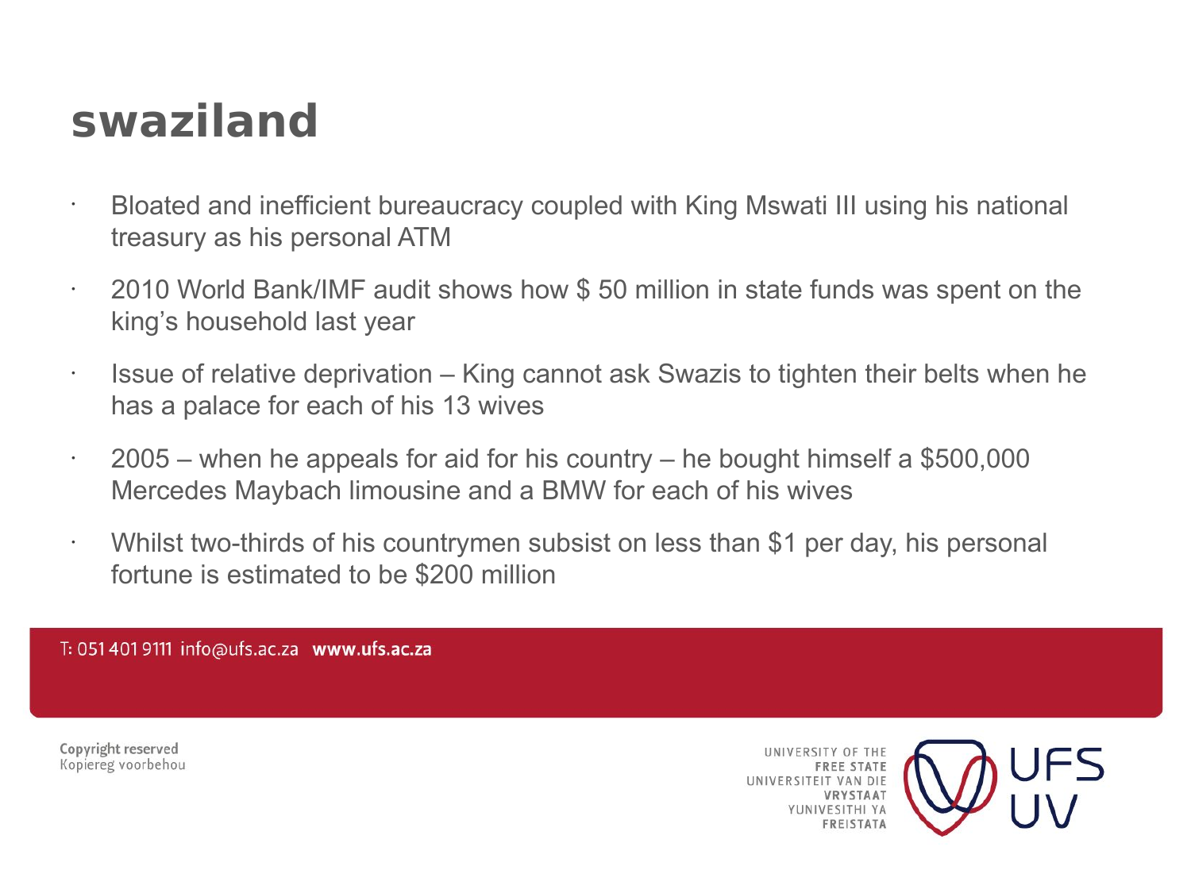# swaziland

- Bloated and inefficient bureaucracy coupled with King Mswati III using his national treasury as his personal ATM
- 2010 World Bank/IMF audit shows how $ 50 million in state funds was spent on the king's household last year
- Issue of relative deprivation – King cannot ask Swazis to tighten their belts when he has a palace for each of his 13 wives
- 2005 – when he appeals for aid for his country – he bought himself a $500,000 Mercedes Maybach limousine and a BMW for each of his wives
- Whilst two-thirds of his countrymen subsist on less than $1 per day, his personal fortune is estimated to be $200 million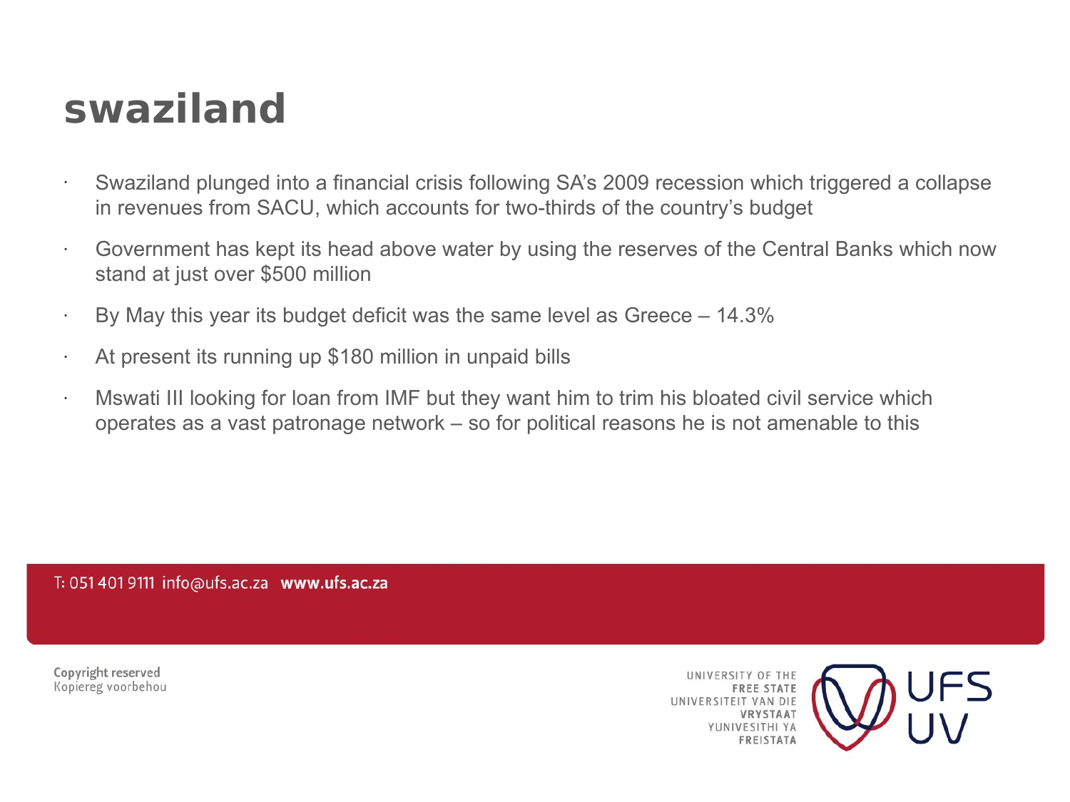# swaziland

- Swaziland plunged into a financial crisis following SA's 2009 recession which triggered a collapse in revenues from SACU, which accounts for two-thirds of the country's budget
- Government has kept its head above water by using the reserves of the Central Banks which now stand at just over $500 million
- By May this year its budget deficit was the same level as Greece – 14.3%
- At present its running up $180 million in unpaid bills
- Mswati III looking for loan from IMF but they want him to trim his bloated civil service which operates as a vast patronage network – so for political reasons he is not amenable to this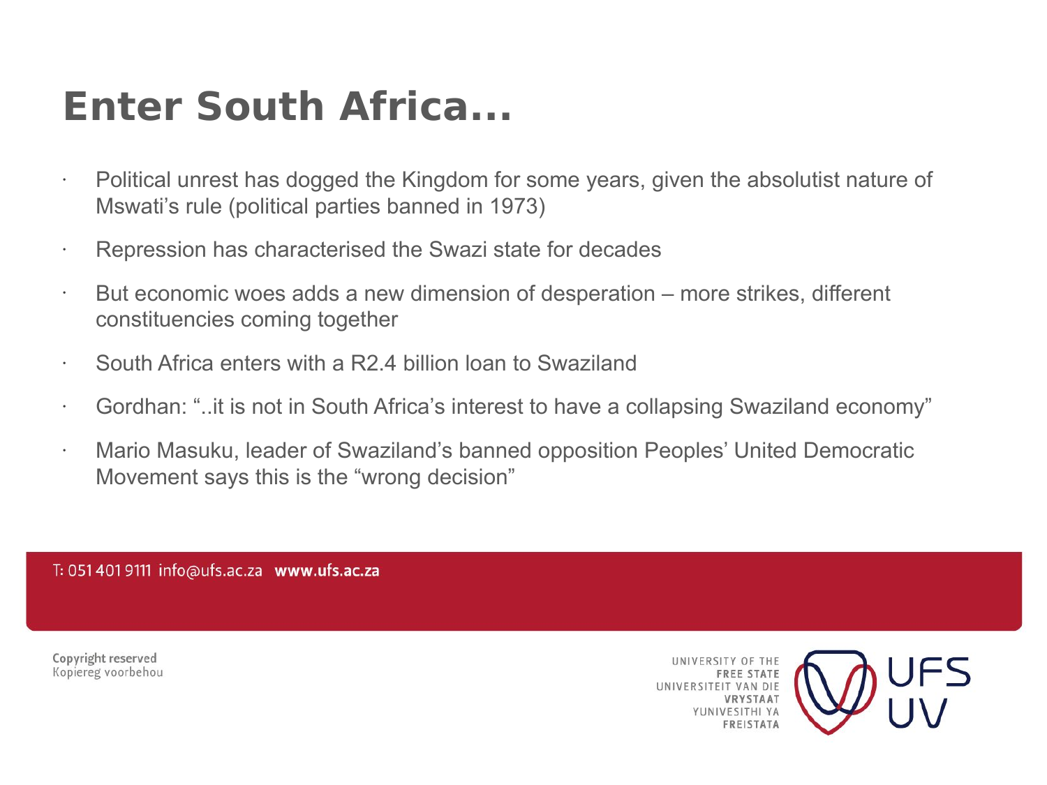# Enter South Africa...

- Political unrest has dogged the Kingdom for some years, given the absolutist nature of Mswati’s rule (political parties banned in 1973)
- Repression has characterised the Swazi state for decades
- But economic woes adds a new dimension of desperation – more strikes, different constituencies coming together
- South Africa enters with a R2.4 billion loan to Swaziland
- Gordhan: “..it is not in South Africa’s interest to have a collapsing Swaziland economy”
- Mario Masuku, leader of Swaziland’s banned opposition Peoples’ United Democratic Movement says this is the “wrong decision”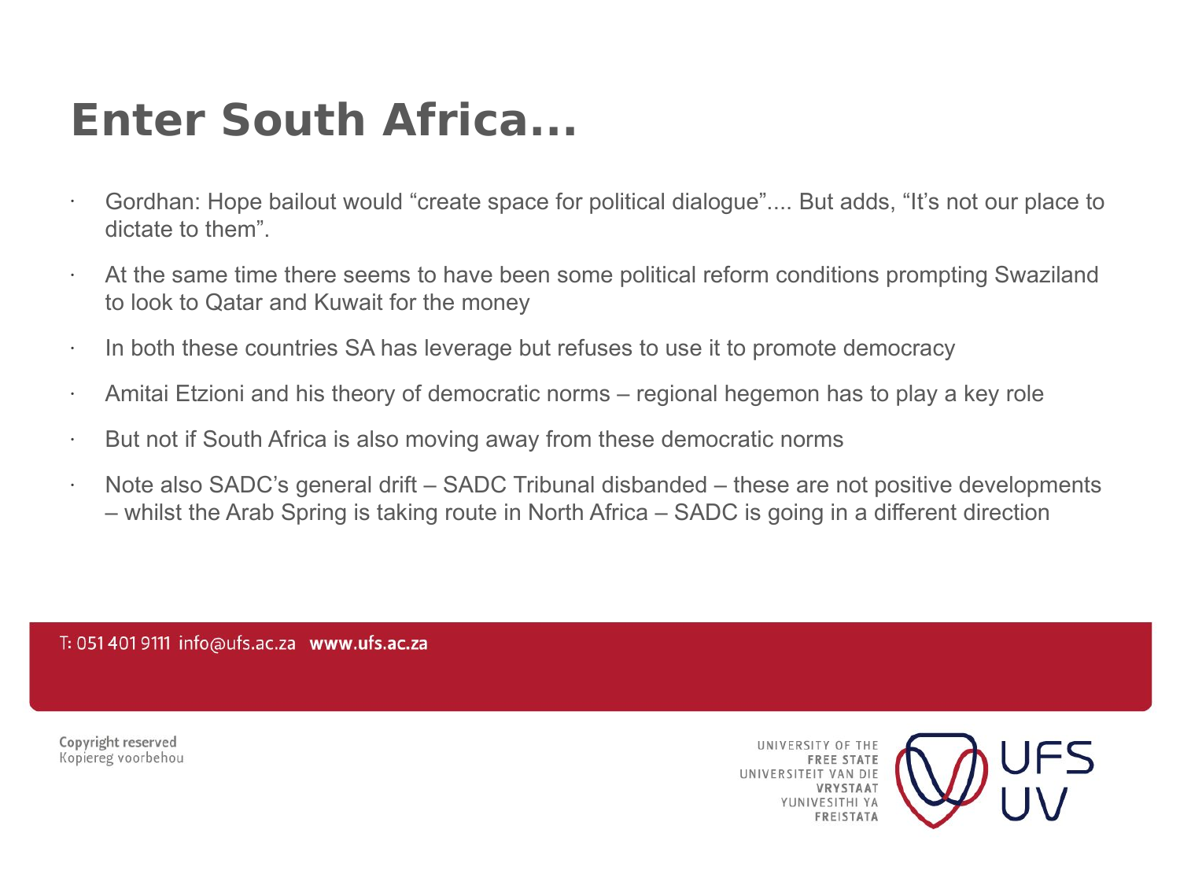# Enter South Africa...

- Gordhan: Hope bailout would “create space for political dialogue”.... But adds, “It’s not our place to dictate to them”.
- At the same time there seems to have been some political reform conditions prompting Swaziland to look to Qatar and Kuwait for the money
- In both these countries SA has leverage but refuses to use it to promote democracy
- Amitai Etzioni and his theory of democratic norms – regional hegemon has to play a key role
- But not if South Africa is also moving away from these democratic norms
- Note also SADC’s general drift – SADC Tribunal disbanded – these are not positive developments – whilst the Arab Spring is taking route in North Africa – SADC is going in a different direction